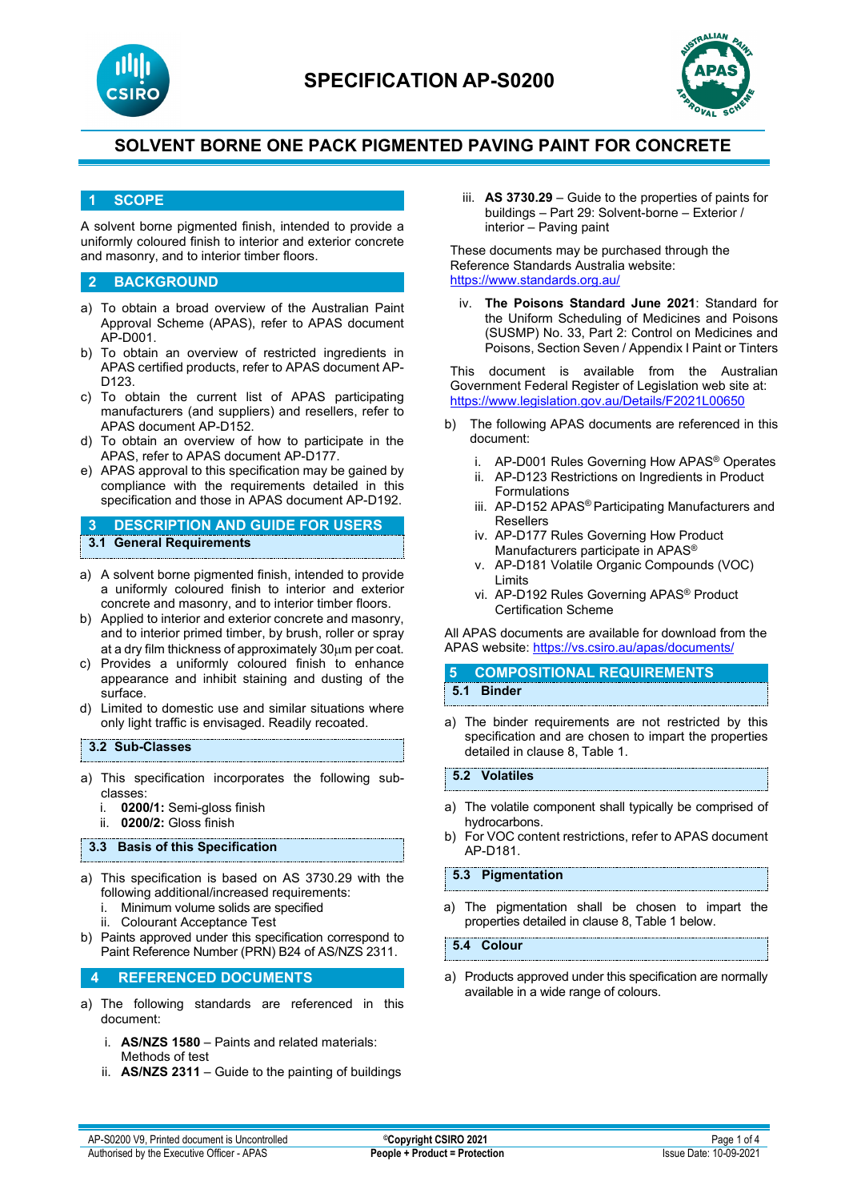# SPECIFICATION AP-S0200

## SOLVENT BORNE ONE PACK PIGMENTED PAVING PAINT FOR CONCRETE

## 1 SCOPE

A solvent borne pigmented finish, intended to provide a uniformly coloured finish to interior and exterior concrete and masonry, and to interior timber floors.

## 2 BACKGROUND

a) To obtain a broad overview of the Australian Paint Approval Scheme (APAS), refer to APAS document AP-D001.
b) To obtain an overview of restricted ingredients in APAS certified products, refer to APAS document AP-D123.
c) To obtain the current list of APAS participating manufacturers (and suppliers) and resellers, refer to APAS document AP-D152.
d) To obtain an overview of how to participate in the APAS, refer to APAS document AP-D177.
e) APAS approval to this specification may be gained by compliance with the requirements detailed in this specification and those in APAS document AP-D192.

## 3 DESCRIPTION AND GUIDE FOR USERS

### 3.1 General Requirements

a) A solvent borne pigmented finish, intended to provide a uniformly coloured finish to interior and exterior concrete and masonry, and to interior timber floors.
b) Applied to interior and exterior concrete and masonry, and to interior primed timber, by brush, roller or spray at a dry film thickness of approximately 30µm per coat.
c) Provides a uniformly coloured finish to enhance appearance and inhibit staining and dusting of the surface.
d) Limited to domestic use and similar situations where only light traffic is envisaged. Readily recoated.

### 3.2 Sub-Classes

a) This specification incorporates the following sub-classes:
   i. **0200/1:** Semi-gloss finish
   ii. **0200/2:** Gloss finish

### 3.3 Basis of this Specification

a) This specification is based on AS 3730.29 with the following additional/increased requirements:
   i. Minimum volume solids are specified
   ii. Colourant Acceptance Test
b) Paints approved under this specification correspond to Paint Reference Number (PRN) B24 of AS/NZS 2311.

## 4 REFERENCED DOCUMENTS

a) The following standards are referenced in this document:
   i. **AS/NZS 1580** – Paints and related materials: Methods of test
   ii. **AS/NZS 2311** – Guide to the painting of buildings
   iii. **AS 3730.29** – Guide to the properties of paints for buildings – Part 29: Solvent-borne – Exterior / interior – Paving paint

   These documents may be purchased through the Reference Standards Australia website: https://www.standards.org.au/

   iv. **The Poisons Standard June 2021**: Standard for the Uniform Scheduling of Medicines and Poisons (SUSMP) No. 33, Part 2: Control on Medicines and Poisons, Section Seven / Appendix I Paint or Tinters

   This document is available from the Australian Government Federal Register of Legislation web site at: https://www.legislation.gov.au/Details/F2021L00650

b) The following APAS documents are referenced in this document:
   i. AP-D001 Rules Governing How APAS® Operates
   ii. AP-D123 Restrictions on Ingredients in Product Formulations
   iii. AP-D152 APAS® Participating Manufacturers and Resellers
   iv. AP-D177 Rules Governing How Product Manufacturers participate in APAS®
   v. AP-D181 Volatile Organic Compounds (VOC) Limits
   vi. AP-D192 Rules Governing APAS® Product Certification Scheme

All APAS documents are available for download from the APAS website: https://vs.csiro.au/apas/documents/

## 5 COMPOSITIONAL REQUIREMENTS

### 5.1 Binder

a) The binder requirements are not restricted by this specification and are chosen to impart the properties detailed in clause 8, Table 1.

### 5.2 Volatiles

a) The volatile component shall typically be comprised of hydrocarbons.
b) For VOC content restrictions, refer to APAS document AP-D181.

### 5.3 Pigmentation

a) The pigmentation shall be chosen to impart the properties detailed in clause 8, Table 1 below.

### 5.4 Colour

a) Products approved under this specification are normally available in a wide range of colours.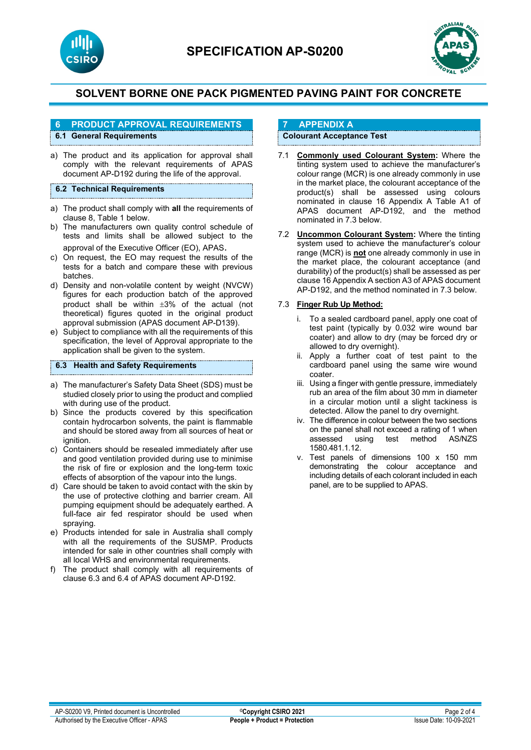## 6 PRODUCT APPROVAL REQUIREMENTS

### 6.1 General Requirements

a) The product and its application for approval shall comply with the relevant requirements of APAS document AP-D192 during the life of the approval.

### 6.2 Technical Requirements

a) The product shall comply with **all** the requirements of clause 8, Table 1 below.
b) The manufacturers own quality control schedule of tests and limits shall be allowed subject to the approval of the Executive Officer (EO), APAS.
c) On request, the EO may request the results of the tests for a batch and compare these with previous batches.
d) Density and non-volatile content by weight (NVCW) figures for each production batch of the approved product shall be within ±3% of the actual (not theoretical) figures quoted in the original product approval submission (APAS document AP-D139).
e) Subject to compliance with all the requirements of this specification, the level of Approval appropriate to the application shall be given to the system.

### 6.3 Health and Safety Requirements

a) The manufacturer's Safety Data Sheet (SDS) must be studied closely prior to using the product and complied with during use of the product.
b) Since the products covered by this specification contain hydrocarbon solvents, the paint is flammable and should be stored away from all sources of heat or ignition.
c) Containers should be resealed immediately after use and good ventilation provided during use to minimise the risk of fire or explosion and the long-term toxic effects of absorption of the vapour into the lungs.
d) Care should be taken to avoid contact with the skin by the use of protective clothing and barrier cream. All pumping equipment should be adequately earthed. A full-face air fed respirator should be used when spraying.
e) Products intended for sale in Australia shall comply with all the requirements of the SUSMP. Products intended for sale in other countries shall comply with all local WHS and environmental requirements.
f) The product shall comply with all requirements of clause 6.3 and 6.4 of APAS document AP-D192.

## 7 APPENDIX A

### Colourant Acceptance Test

7.1 **Commonly used Colourant System:** Where the tinting system used to achieve the manufacturer's colour range (MCR) is one already commonly in use in the market place, the colourant acceptance of the product(s) shall be assessed using colours nominated in clause 16 Appendix A Table A1 of APAS document AP-D192, and the method nominated in 7.3 below.

7.2 **Uncommon Colourant System:** Where the tinting system used to achieve the manufacturer's colour range (MCR) is **not** one already commonly in use in the market place, the colourant acceptance (and durability) of the product(s) shall be assessed as per clause 16 Appendix A section A3 of APAS document AP-D192, and the method nominated in 7.3 below.

7.3 **Finger Rub Up Method:**

i. To a sealed cardboard panel, apply one coat of test paint (typically by 0.032 wire wound bar coater) and allow to dry (may be forced dry or allowed to dry overnight).
ii. Apply a further coat of test paint to the cardboard panel using the same wire wound coater.
iii. Using a finger with gentle pressure, immediately rub an area of the film about 30 mm in diameter in a circular motion until a slight tackiness is detected. Allow the panel to dry overnight.
iv. The difference in colour between the two sections on the panel shall not exceed a rating of 1 when assessed using test method AS/NZS 1580.481.1.12.
v. Test panels of dimensions 100 x 150 mm demonstrating the colour acceptance and including details of each colorant included in each panel, are to be supplied to APAS.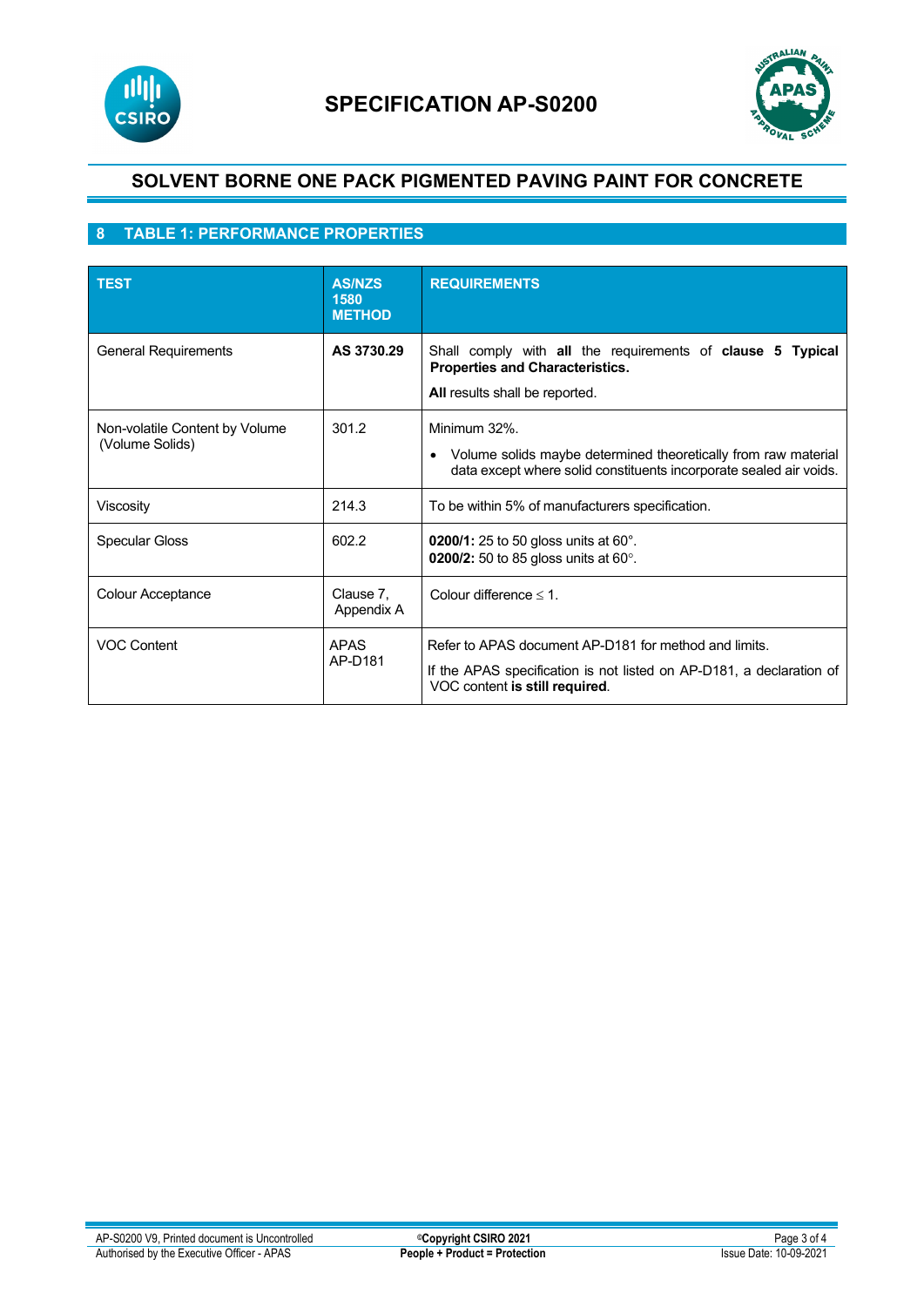# SPECIFICATION AP-S0200

## SOLVENT BORNE ONE PACK PIGMENTED PAVING PAINT FOR CONCRETE

## 8 TABLE 1: PERFORMANCE PROPERTIES

| TEST | AS/NZS 1580 METHOD | REQUIREMENTS |
|---|---|---|
| General Requirements | **AS 3730.29** | Shall comply with **all** the requirements of **clause 5 Typical Properties and Characteristics.**<br>**All** results shall be reported. |
| Non-volatile Content by Volume (Volume Solids) | 301.2 | Minimum 32%.<br>• Volume solids maybe determined theoretically from raw material data except where solid constituents incorporate sealed air voids. |
| Viscosity | 214.3 | To be within 5% of manufacturers specification. |
| Specular Gloss | 602.2 | **0200/1:** 25 to 50 gloss units at 60°.<br>**0200/2:** 50 to 85 gloss units at 60°. |
| Colour Acceptance | Clause 7, Appendix A | Colour difference $\leq$ 1. |
| VOC Content | APAS AP-D181 | Refer to APAS document AP-D181 for method and limits.<br>If the APAS specification is not listed on AP-D181, a declaration of VOC content **is still required**. |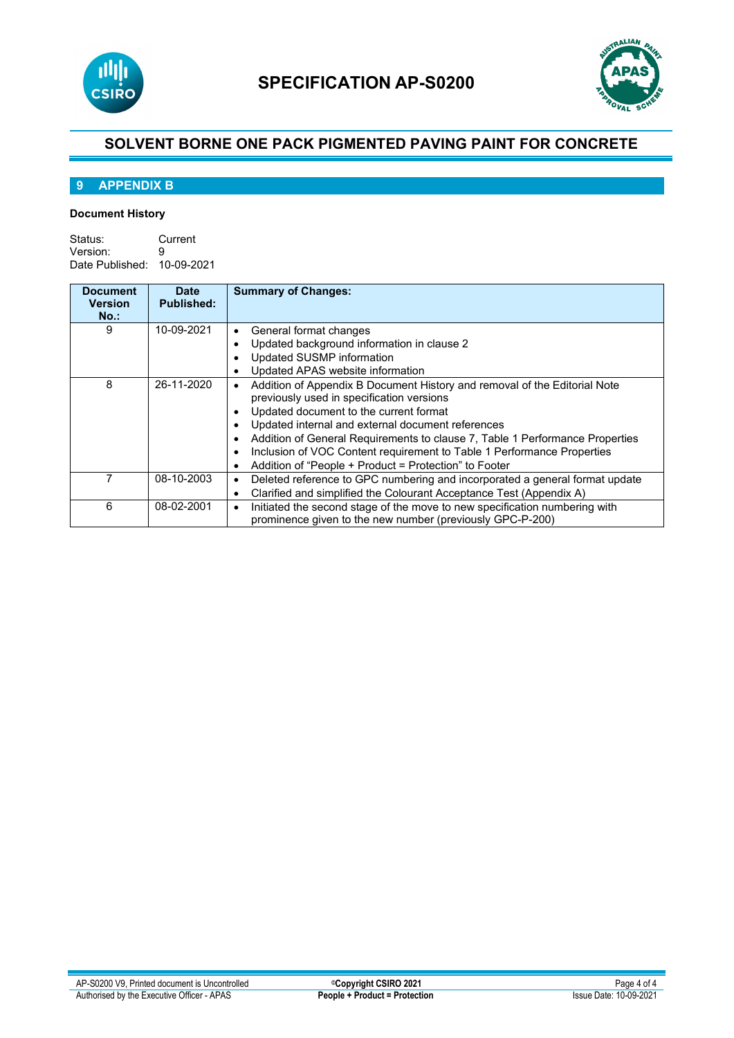# SPECIFICATION AP-S0200

## SOLVENT BORNE ONE PACK PIGMENTED PAVING PAINT FOR CONCRETE

## 9 APPENDIX B

**Document History**

Status: Current
Version: 9
Date Published: 10-09-2021

| Document Version No.: | Date Published: | Summary of Changes: |
|---|---|---|
| 9 | 10-09-2021 | • General format changes<br>• Updated background information in clause 2<br>• Updated SUSMP information<br>• Updated APAS website information |
| 8 | 26-11-2020 | • Addition of Appendix B Document History and removal of the Editorial Note previously used in specification versions<br>• Updated document to the current format<br>• Updated internal and external document references<br>• Addition of General Requirements to clause 7, Table 1 Performance Properties<br>• Inclusion of VOC Content requirement to Table 1 Performance Properties<br>• Addition of "People + Product = Protection" to Footer |
| 7 | 08-10-2003 | • Deleted reference to GPC numbering and incorporated a general format update<br>• Clarified and simplified the Colourant Acceptance Test (Appendix A) |
| 6 | 08-02-2001 | • Initiated the second stage of the move to new specification numbering with prominence given to the new number (previously GPC-P-200) |